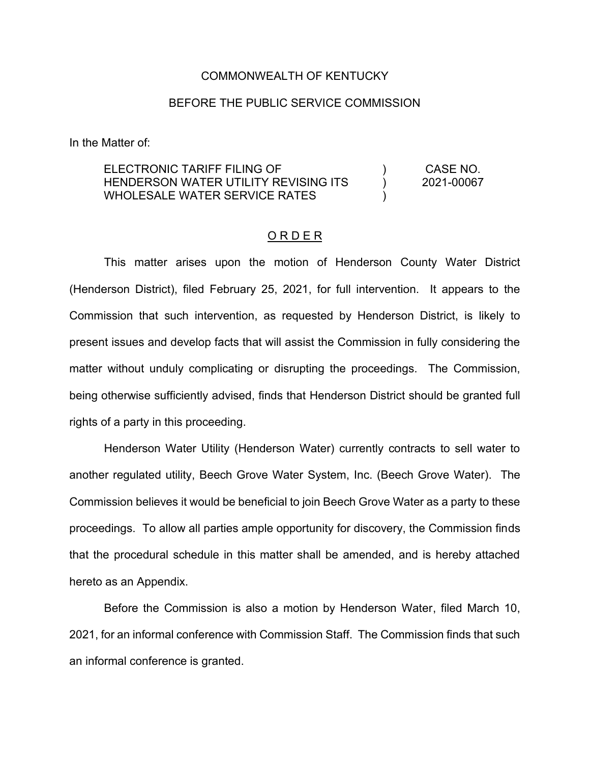COMMONWEALTH OF KENTUCKY

BEFORE THE PUBLIC SERVICE COMMISSION

In the Matter of:

| | | |
|---|---|---|
| ELECTRONIC TARIFF FILING OF HENDERSON WATER UTILITY REVISING ITS WHOLESALE WATER SERVICE RATES | ) ) ) | CASE NO. 2021-00067 |

## O R D E R

This matter arises upon the motion of Henderson County Water District (Henderson District), filed February 25, 2021, for full intervention. It appears to the Commission that such intervention, as requested by Henderson District, is likely to present issues and develop facts that will assist the Commission in fully considering the matter without unduly complicating or disrupting the proceedings. The Commission, being otherwise sufficiently advised, finds that Henderson District should be granted full rights of a party in this proceeding.

Henderson Water Utility (Henderson Water) currently contracts to sell water to another regulated utility, Beech Grove Water System, Inc. (Beech Grove Water). The Commission believes it would be beneficial to join Beech Grove Water as a party to these proceedings. To allow all parties ample opportunity for discovery, the Commission finds that the procedural schedule in this matter shall be amended, and is hereby attached hereto as an Appendix.

Before the Commission is also a motion by Henderson Water, filed March 10, 2021, for an informal conference with Commission Staff. The Commission finds that such an informal conference is granted.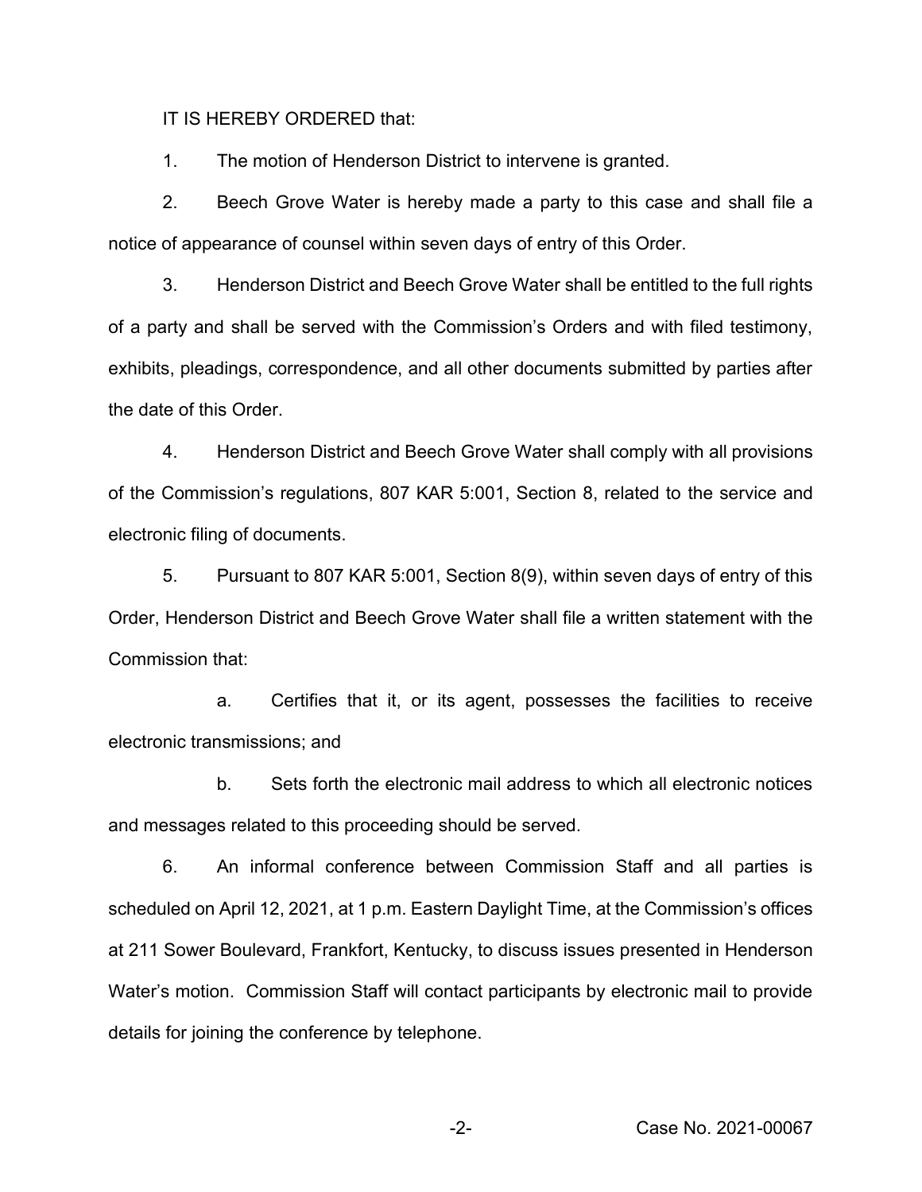IT IS HEREBY ORDERED that:

1. The motion of Henderson District to intervene is granted.

2. Beech Grove Water is hereby made a party to this case and shall file a notice of appearance of counsel within seven days of entry of this Order.

3. Henderson District and Beech Grove Water shall be entitled to the full rights of a party and shall be served with the Commission's Orders and with filed testimony, exhibits, pleadings, correspondence, and all other documents submitted by parties after the date of this Order.

4. Henderson District and Beech Grove Water shall comply with all provisions of the Commission's regulations, 807 KAR 5:001, Section 8, related to the service and electronic filing of documents.

5. Pursuant to 807 KAR 5:001, Section 8(9), within seven days of entry of this Order, Henderson District and Beech Grove Water shall file a written statement with the Commission that:

   a. Certifies that it, or its agent, possesses the facilities to receive electronic transmissions; and

   b. Sets forth the electronic mail address to which all electronic notices and messages related to this proceeding should be served.

6. An informal conference between Commission Staff and all parties is scheduled on April 12, 2021, at 1 p.m. Eastern Daylight Time, at the Commission's offices at 211 Sower Boulevard, Frankfort, Kentucky, to discuss issues presented in Henderson Water's motion. Commission Staff will contact participants by electronic mail to provide details for joining the conference by telephone.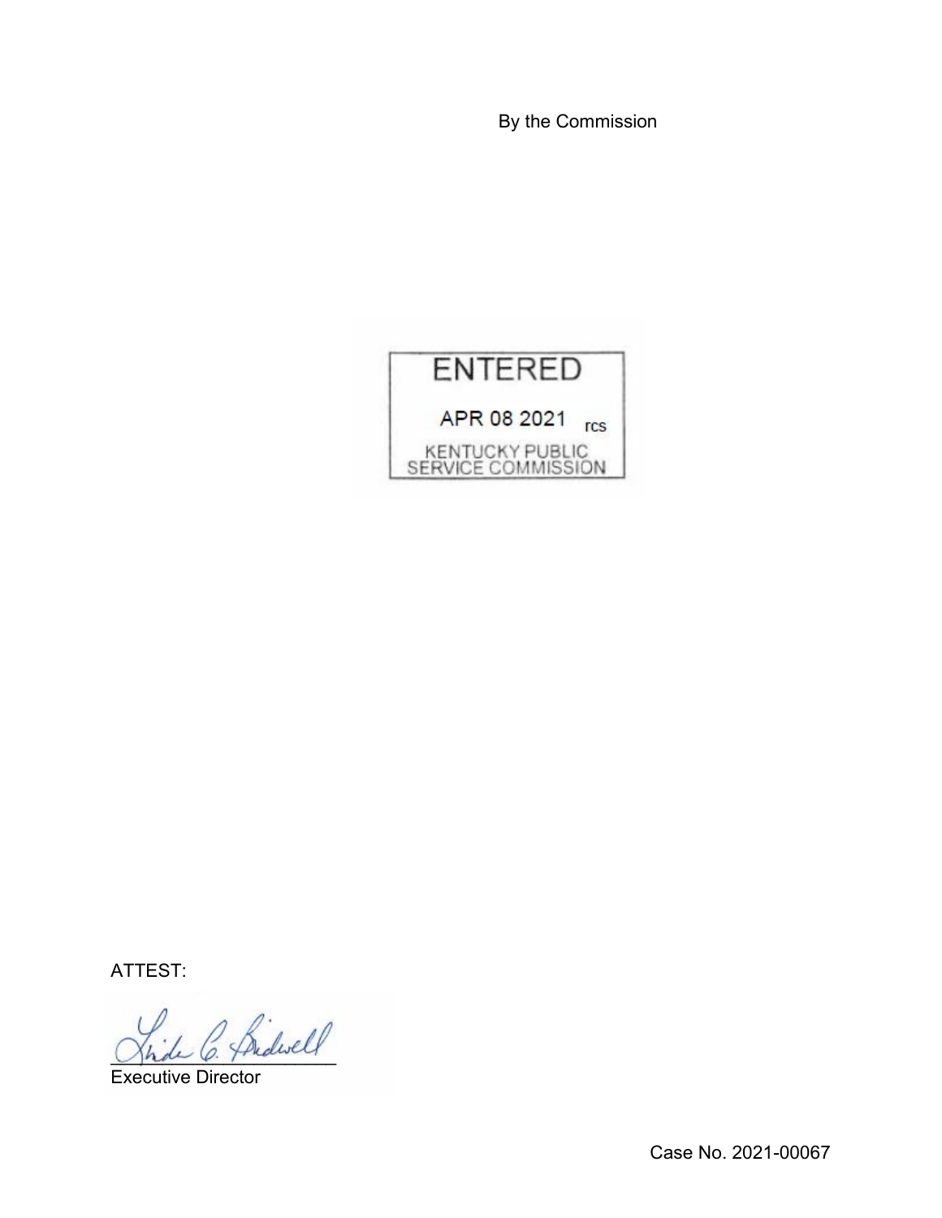By the Commission

ENTERED

APR 08 2021 rcs

KENTUCKY PUBLIC SERVICE COMMISSION

ATTEST:

Executive Director

Case No. 2021-00067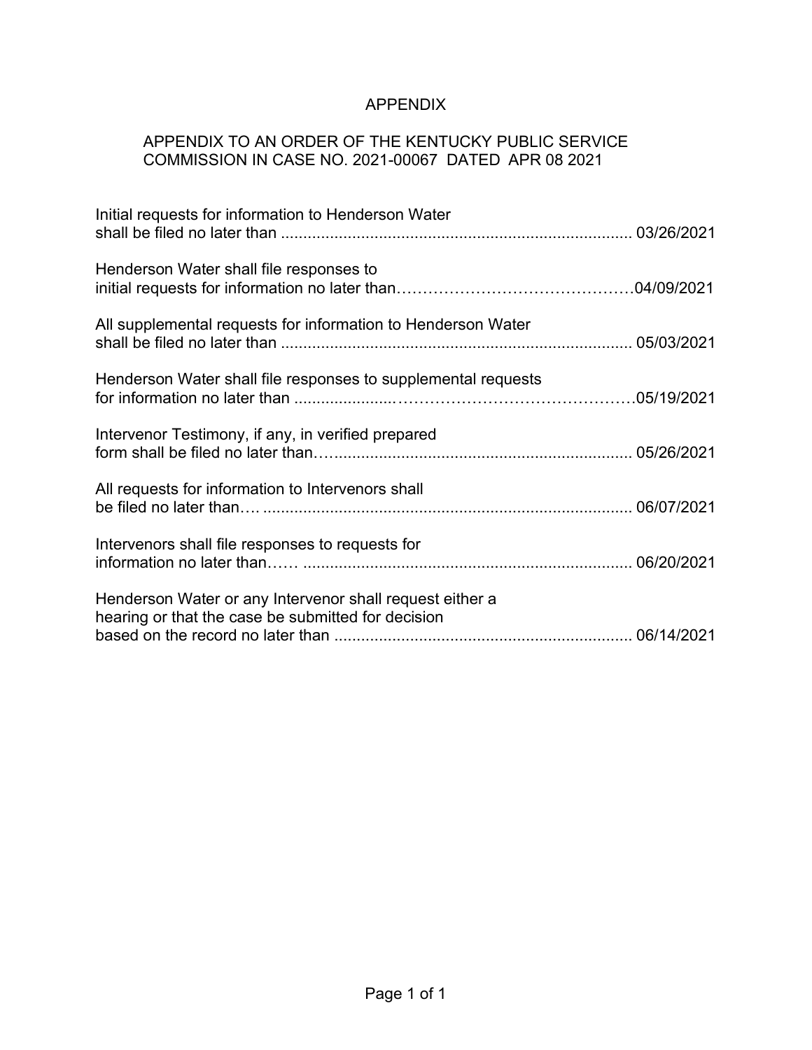# APPENDIX

## APPENDIX TO AN ORDER OF THE KENTUCKY PUBLIC SERVICE COMMISSION IN CASE NO. 2021-00067 DATED APR 08 2021

Initial requests for information to Henderson Water shall be filed no later than .............................................................................. 03/26/2021

Henderson Water shall file responses to initial requests for information no later than……………………………………….04/09/2021

All supplemental requests for information to Henderson Water shall be filed no later than .............................................................................. 05/03/2021

Henderson Water shall file responses to supplemental requests for information no later than ......................……………………………………05/19/2021

Intervenor Testimony, if any, in verified prepared form shall be filed no later than…................................................................... 05/26/2021

All requests for information to Intervenors shall be filed no later than…. ................................................................................. 06/07/2021

Intervenors shall file responses to requests for information no later than…… ......................................................................... 06/20/2021

Henderson Water or any Intervenor shall request either a hearing or that the case be submitted for decision based on the record no later than .................................................................. 06/14/2021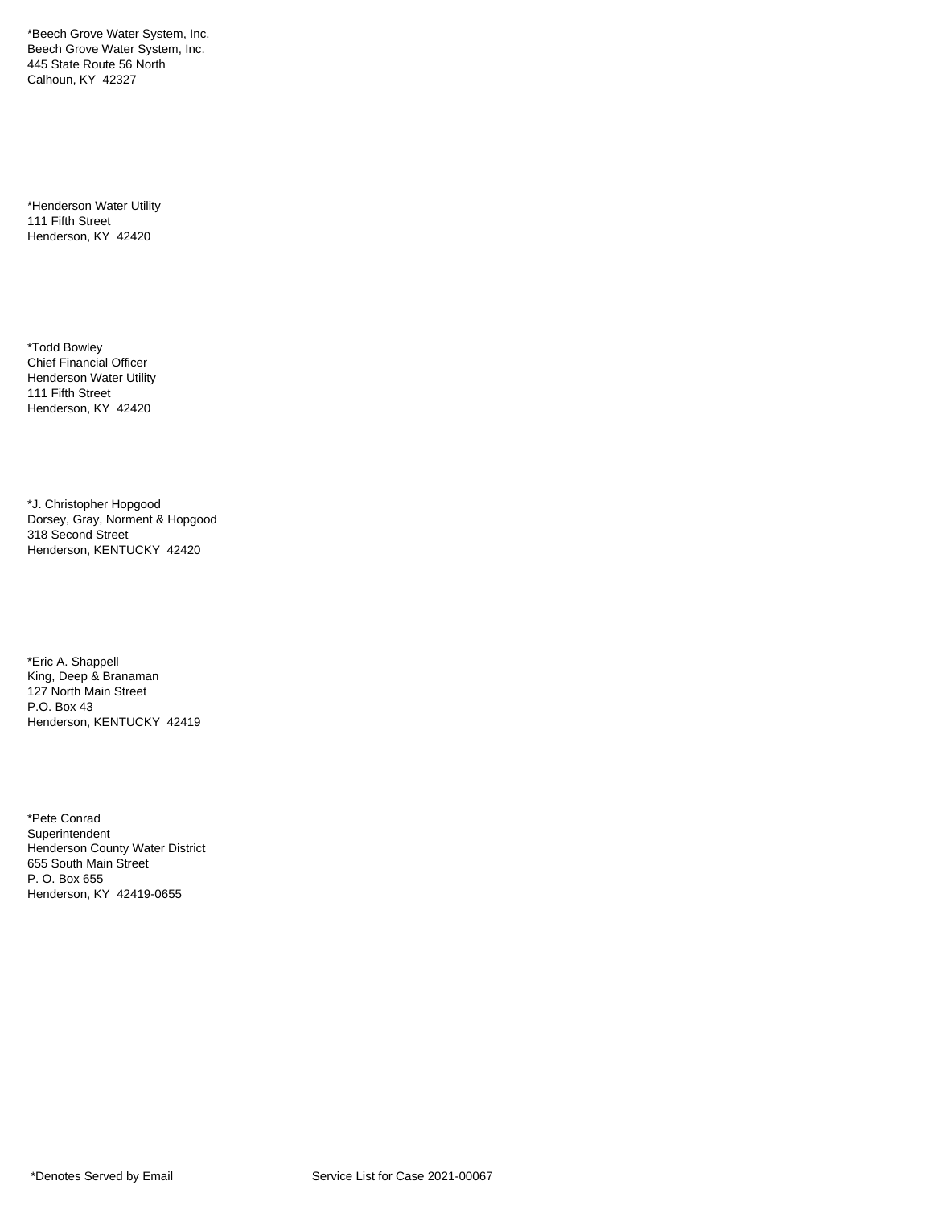*Beech Grove Water System, Inc.
Beech Grove Water System, Inc.
445 State Route 56 North
Calhoun, KY 42327

*Henderson Water Utility
111 Fifth Street
Henderson, KY 42420

*Todd Bowley
Chief Financial Officer
Henderson Water Utility
111 Fifth Street
Henderson, KY 42420

*J. Christopher Hopgood
Dorsey, Gray, Norment & Hopgood
318 Second Street
Henderson, KENTUCKY 42420

*Eric A. Shappell
King, Deep & Branaman
127 North Main Street
P.O. Box 43
Henderson, KENTUCKY 42419

*Pete Conrad
Superintendent
Henderson County Water District
655 South Main Street
P. O. Box 655
Henderson, KY 42419-0655

*Denotes Served by Email

Service List for Case 2021-00067